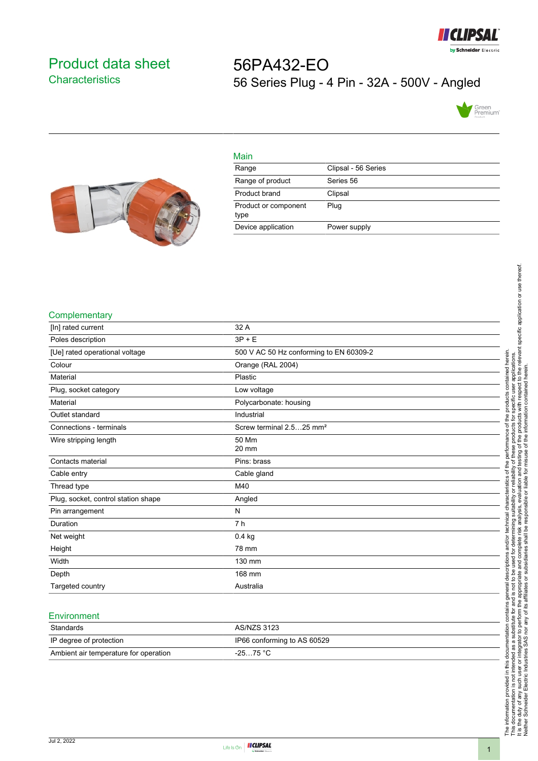# Product data sheet

## Characteristics

# 56PA432-EO

56 Series Plug - 4 Pin - 32A - 500V - Angled

## Main

| | |
|---|---|
| Range | Clipsal - 56 Series |
| Range of product | Series 56 |
| Product brand | Clipsal |
| Product or component type | Plug |
| Device application | Power supply |

## Complementary

| | |
|---|---|
| [In] rated current | 32 A |
| Poles description | 3P + E |
| [Ue] rated operational voltage | 500 V AC 50 Hz conforming to EN 60309-2 |
| Colour | Orange (RAL 2004) |
| Material | Plastic |
| Plug, socket category | Low voltage |
| Material | Polycarbonate: housing |
| Outlet standard | Industrial |
| Connections - terminals | Screw terminal 2.5…25 mm² |
| Wire stripping length | 50 Mm<br>20 mm |
| Contacts material | Pins: brass |
| Cable entry | Cable gland |
| Thread type | M40 |
| Plug, socket, control station shape | Angled |
| Pin arrangement | N |
| Duration | 7 h |
| Net weight | 0.4 kg |
| Height | 78 mm |
| Width | 130 mm |
| Depth | 168 mm |
| Targeted country | Australia |

## Environment

| | |
|---|---|
| Standards | AS/NZS 3123 |
| IP degree of protection | IP66 conforming to AS 60529 |
| Ambient air temperature for operation | -25…75 °C |

The information provided in this documentation contains general descriptions and/or technical characteristics of the performance of the products contained herein. This documentation is not intended as a substitute for and is not to be used for determining suitability or reliability of these products for specific user applications. It is the duty of any such user or integrator to perform the appropriate and complete risk analysis, evaluation and testing of the products with respect to the relevant specific application or use thereof. Neither Schneider Electric Industries SAS nor any of its affiliates or subsidiaries shall be responsible or liable for misuse of the information contained herein.

Jul 2, 2022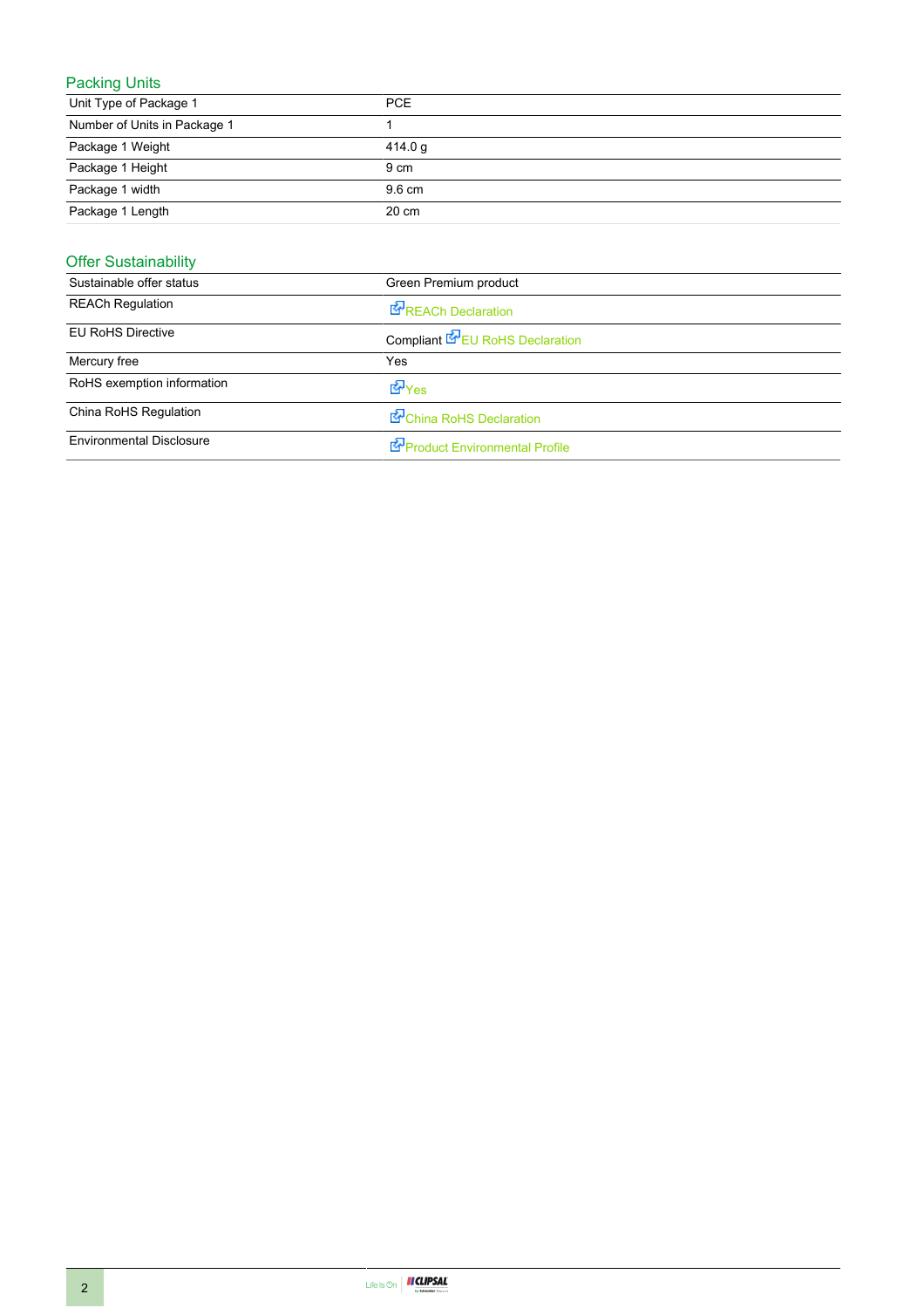## Packing Units

| | |
|---|---|
| Unit Type of Package 1 | PCE |
| Number of Units in Package 1 | 1 |
| Package 1 Weight | 414.0 g |
| Package 1 Height | 9 cm |
| Package 1 width | 9.6 cm |
| Package 1 Length | 20 cm |

## Offer Sustainability

| | |
|---|---|
| Sustainable offer status | Green Premium product |
| REACh Regulation | REACh Declaration |
| EU RoHS Directive | Compliant EU RoHS Declaration |
| Mercury free | Yes |
| RoHS exemption information | Yes |
| China RoHS Regulation | China RoHS Declaration |
| Environmental Disclosure | Product Environmental Profile |